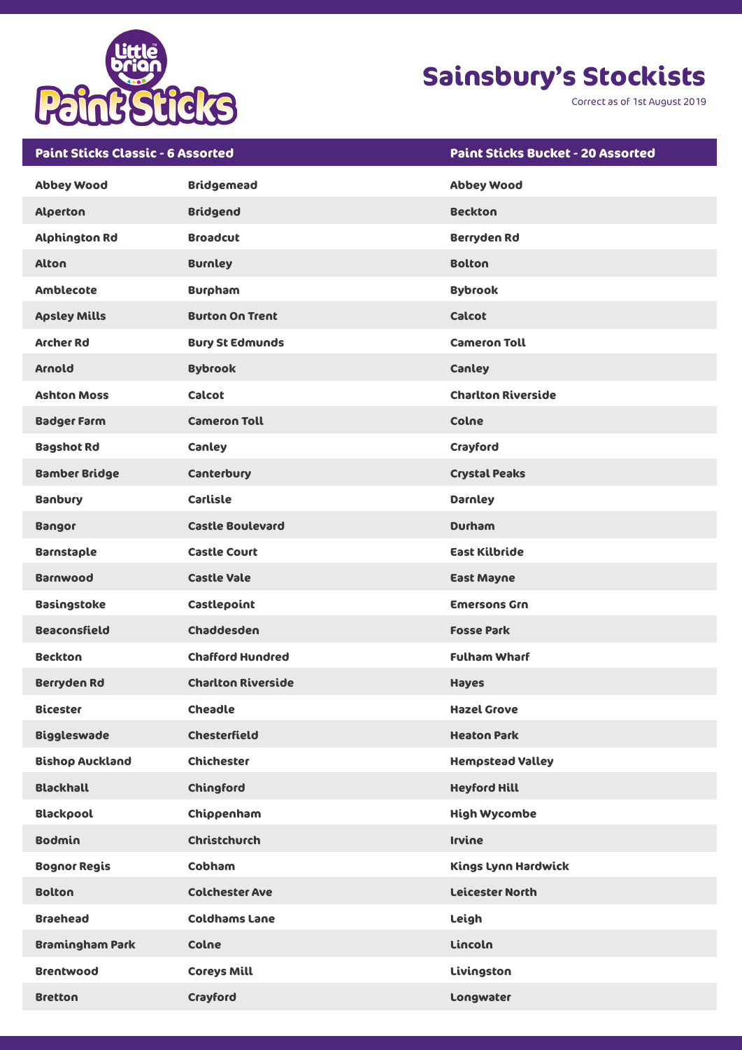# Little brian Paint Sticks

## Sainsbury's Stockists

Correct as of 1st August 2019

| Paint Sticks Classic - 6 Assorted | | Paint Sticks Bucket - 20 Assorted |
|---|---|---|
| Abbey Wood | Bridgemead | Abbey Wood |
| Alperton | Bridgend | Beckton |
| Alphington Rd | Broadcut | Berryden Rd |
| Alton | Burnley | Bolton |
| Amblecote | Burpham | Bybrook |
| Apsley Mills | Burton On Trent | Calcot |
| Archer Rd | Bury St Edmunds | Cameron Toll |
| Arnold | Bybrook | Canley |
| Ashton Moss | Calcot | Charlton Riverside |
| Badger Farm | Cameron Toll | Colne |
| Bagshot Rd | Canley | Crayford |
| Bamber Bridge | Canterbury | Crystal Peaks |
| Banbury | Carlisle | Darnley |
| Bangor | Castle Boulevard | Durham |
| Barnstaple | Castle Court | East Kilbride |
| Barnwood | Castle Vale | East Mayne |
| Basingstoke | Castlepoint | Emersons Grn |
| Beaconsfield | Chaddesden | Fosse Park |
| Beckton | Chafford Hundred | Fulham Wharf |
| Berryden Rd | Charlton Riverside | Hayes |
| Bicester | Cheadle | Hazel Grove |
| Biggleswade | Chesterfield | Heaton Park |
| Bishop Auckland | Chichester | Hempstead Valley |
| Blackhall | Chingford | Heyford Hill |
| Blackpool | Chippenham | High Wycombe |
| Bodmin | Christchurch | Irvine |
| Bognor Regis | Cobham | Kings Lynn Hardwick |
| Bolton | Colchester Ave | Leicester North |
| Braehead | Coldhams Lane | Leigh |
| Bramingham Park | Colne | Lincoln |
| Brentwood | Coreys Mill | Livingston |
| Bretton | Crayford | Longwater |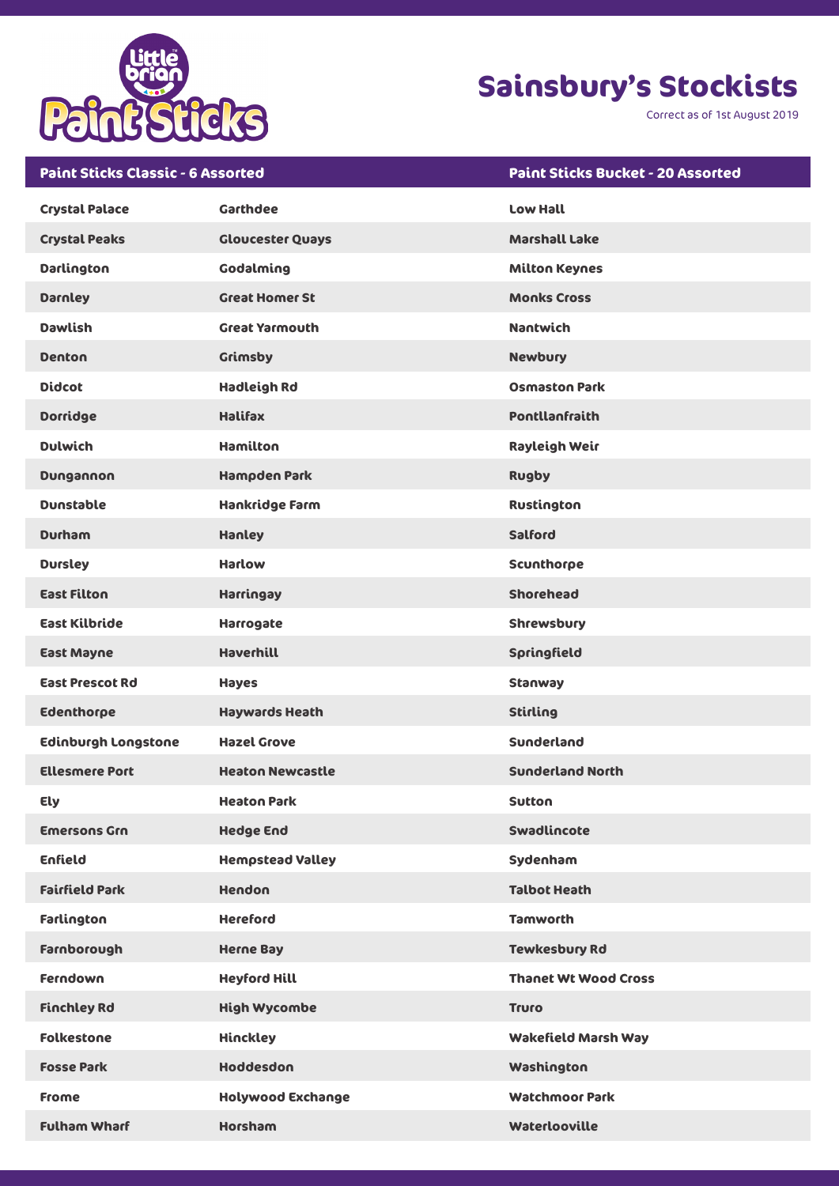# Sainsbury's Stockists

Correct as of 1st August 2019

| Paint Sticks Classic - 6 Assorted | | Paint Sticks Bucket - 20 Assorted |
|---|---|---|
| Crystal Palace | Garthdee | Low Hall |
| Crystal Peaks | Gloucester Quays | Marshall Lake |
| Darlington | Godalming | Milton Keynes |
| Darnley | Great Homer St | Monks Cross |
| Dawlish | Great Yarmouth | Nantwich |
| Denton | Grimsby | Newbury |
| Didcot | Hadleigh Rd | Osmaston Park |
| Dorridge | Halifax | Pontllanfraith |
| Dulwich | Hamilton | Rayleigh Weir |
| Dungannon | Hampden Park | Rugby |
| Dunstable | Hankridge Farm | Rustington |
| Durham | Hanley | Salford |
| Dursley | Harlow | Scunthorpe |
| East Filton | Harringay | Shorehead |
| East Kilbride | Harrogate | Shrewsbury |
| East Mayne | Haverhill | Springfield |
| East Prescot Rd | Hayes | Stanway |
| Edenthorpe | Haywards Heath | Stirling |
| Edinburgh Longstone | Hazel Grove | Sunderland |
| Ellesmere Port | Heaton Newcastle | Sunderland North |
| Ely | Heaton Park | Sutton |
| Emersons Grn | Hedge End | Swadlincote |
| Enfield | Hempstead Valley | Sydenham |
| Fairfield Park | Hendon | Talbot Heath |
| Farlington | Hereford | Tamworth |
| Farnborough | Herne Bay | Tewkesbury Rd |
| Ferndown | Heyford Hill | Thanet Wt Wood Cross |
| Finchley Rd | High Wycombe | Truro |
| Folkestone | Hinckley | Wakefield Marsh Way |
| Fosse Park | Hoddesdon | Washington |
| Frome | Holywood Exchange | Watchmoor Park |
| Fulham Wharf | Horsham | Waterlooville |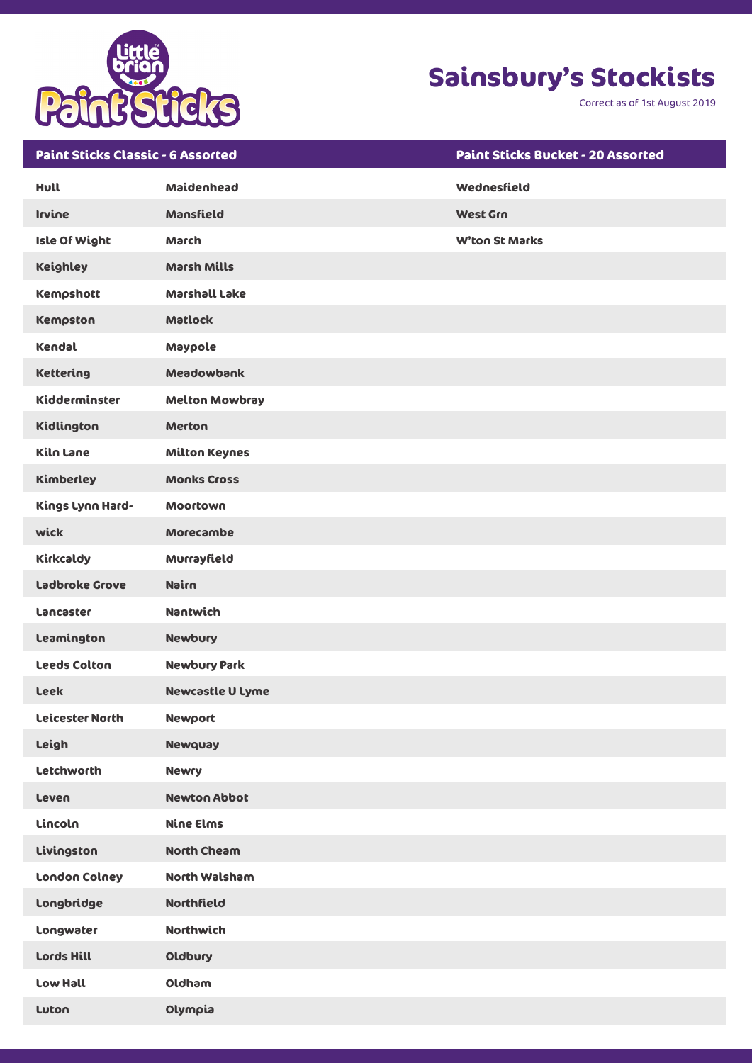# Sainsbury's Stockists

Correct as of 1st August 2019

| Paint Sticks Classic - 6 Assorted | | Paint Sticks Bucket - 20 Assorted |
|---|---|---|
| Hull | Maidenhead | Wednesfield |
| Irvine | Mansfield | West Grn |
| Isle Of Wight | March | W'ton St Marks |
| Keighley | Marsh Mills | |
| Kempshott | Marshall Lake | |
| Kempston | Matlock | |
| Kendal | Maypole | |
| Kettering | Meadowbank | |
| Kidderminster | Melton Mowbray | |
| Kidlington | Merton | |
| Kiln Lane | Milton Keynes | |
| Kimberley | Monks Cross | |
| Kings Lynn Hard- | Moortown | |
| wick | Morecambe | |
| Kirkcaldy | Murrayfield | |
| Ladbroke Grove | Nairn | |
| Lancaster | Nantwich | |
| Leamington | Newbury | |
| Leeds Colton | Newbury Park | |
| Leek | Newcastle U Lyme | |
| Leicester North | Newport | |
| Leigh | Newquay | |
| Letchworth | Newry | |
| Leven | Newton Abbot | |
| Lincoln | Nine Elms | |
| Livingston | North Cheam | |
| London Colney | North Walsham | |
| Longbridge | Northfield | |
| Longwater | Northwich | |
| Lords Hill | Oldbury | |
| Low Hall | Oldham | |
| Luton | Olympia | |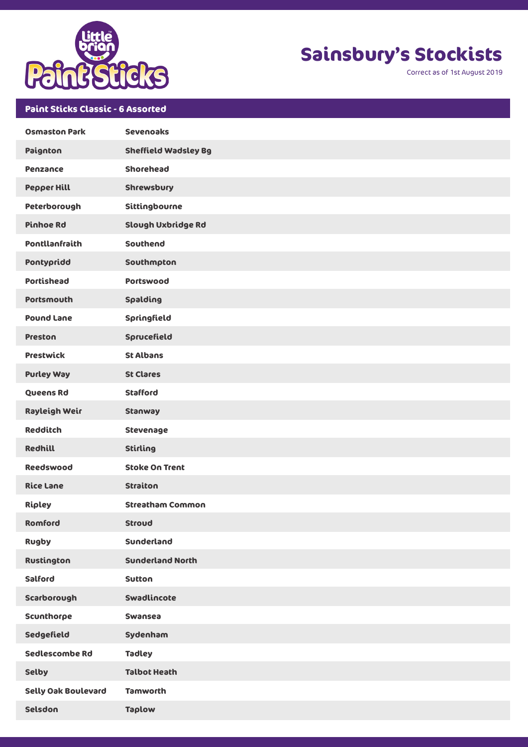# Sainsbury's Stockists

Correct as of 1st August 2019

## Paint Sticks Classic - 6 Assorted

| | |
|---|---|
| Osmaston Park | Sevenoaks |
| Paignton | Sheffield Wadsley Bg |
| Penzance | Shorehead |
| Pepper Hill | Shrewsbury |
| Peterborough | Sittingbourne |
| Pinhoe Rd | Slough Uxbridge Rd |
| Pontllanfraith | Southend |
| Pontypridd | Southmpton |
| Portishead | Portswood |
| Portsmouth | Spalding |
| Pound Lane | Springfield |
| Preston | Sprucefield |
| Prestwick | St Albans |
| Purley Way | St Clares |
| Queens Rd | Stafford |
| Rayleigh Weir | Stanway |
| Redditch | Stevenage |
| Redhill | Stirling |
| Reedswood | Stoke On Trent |
| Rice Lane | Straiton |
| Ripley | Streatham Common |
| Romford | Stroud |
| Rugby | Sunderland |
| Rustington | Sunderland North |
| Salford | Sutton |
| Scarborough | Swadlincote |
| Scunthorpe | Swansea |
| Sedgefield | Sydenham |
| Sedlescombe Rd | Tadley |
| Selby | Talbot Heath |
| Selly Oak Boulevard | Tamworth |
| Selsdon | Taplow |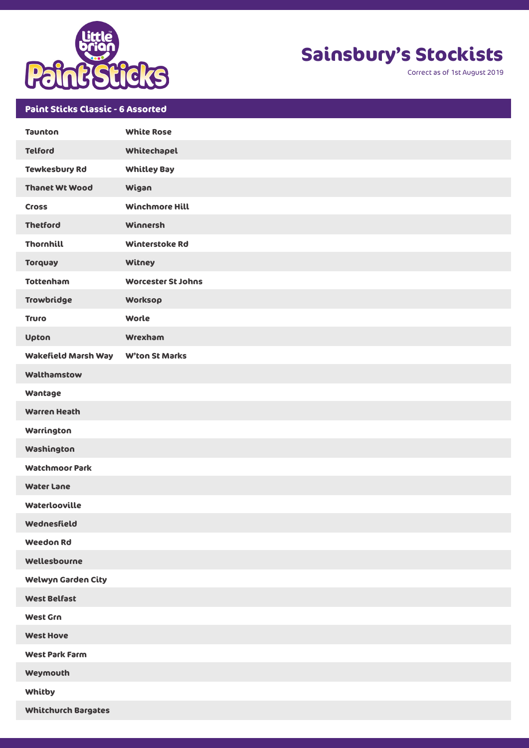# Sainsbury's Stockists

Correct as of 1st August 2019

## Paint Sticks Classic - 6 Assorted

| | |
|---|---|
| Taunton | White Rose |
| Telford | Whitechapel |
| Tewkesbury Rd | Whitley Bay |
| Thanet Wt Wood | Wigan |
| Cross | Winchmore Hill |
| Thetford | Winnersh |
| Thornhill | Winterstoke Rd |
| Torquay | Witney |
| Tottenham | Worcester St Johns |
| Trowbridge | Worksop |
| Truro | Worle |
| Upton | Wrexham |
| Wakefield Marsh Way | W'ton St Marks |
| Walthamstow | |
| Wantage | |
| Warren Heath | |
| Warrington | |
| Washington | |
| Watchmoor Park | |
| Water Lane | |
| Waterlooville | |
| Wednesfield | |
| Weedon Rd | |
| Wellesbourne | |
| Welwyn Garden City | |
| West Belfast | |
| West Grn | |
| West Hove | |
| West Park Farm | |
| Weymouth | |
| Whitby | |
| Whitchurch Bargates | |